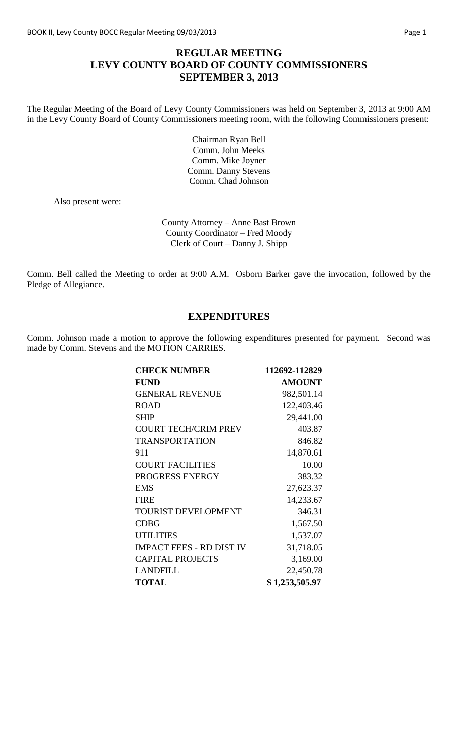# REGULAR MEETING
# LEVY COUNTY BOARD OF COUNTY COMMISSIONERS
# SEPTEMBER 3, 2013

The Regular Meeting of the Board of Levy County Commissioners was held on September 3, 2013 at 9:00 AM in the Levy County Board of County Commissioners meeting room, with the following Commissioners present:

Chairman Ryan Bell
Comm. John Meeks
Comm. Mike Joyner
Comm. Danny Stevens
Comm. Chad Johnson

Also present were:

County Attorney – Anne Bast Brown
County Coordinator – Fred Moody
Clerk of Court – Danny J. Shipp

Comm. Bell called the Meeting to order at 9:00 A.M. Osborn Barker gave the invocation, followed by the Pledge of Allegiance.

## EXPENDITURES

Comm. Johnson made a motion to approve the following expenditures presented for payment. Second was made by Comm. Stevens and the MOTION CARRIES.

| **CHECK NUMBER** | **112692-112829** |
|---|---|
| **FUND** | **AMOUNT** |
| GENERAL REVENUE | 982,501.14 |
| ROAD | 122,403.46 |
| SHIP | 29,441.00 |
| COURT TECH/CRIM PREV | 403.87 |
| TRANSPORTATION | 846.82 |
| 911 | 14,870.61 |
| COURT FACILITIES | 10.00 |
| PROGRESS ENERGY | 383.32 |
| EMS | 27,623.37 |
| FIRE | 14,233.67 |
| TOURIST DEVELOPMENT | 346.31 |
| CDBG | 1,567.50 |
| UTILITIES | 1,537.07 |
| IMPACT FEES - RD DIST IV | 31,718.05 |
| CAPITAL PROJECTS | 3,169.00 |
| LANDFILL | 22,450.78 |
| **TOTAL** | **$ 1,253,505.97** |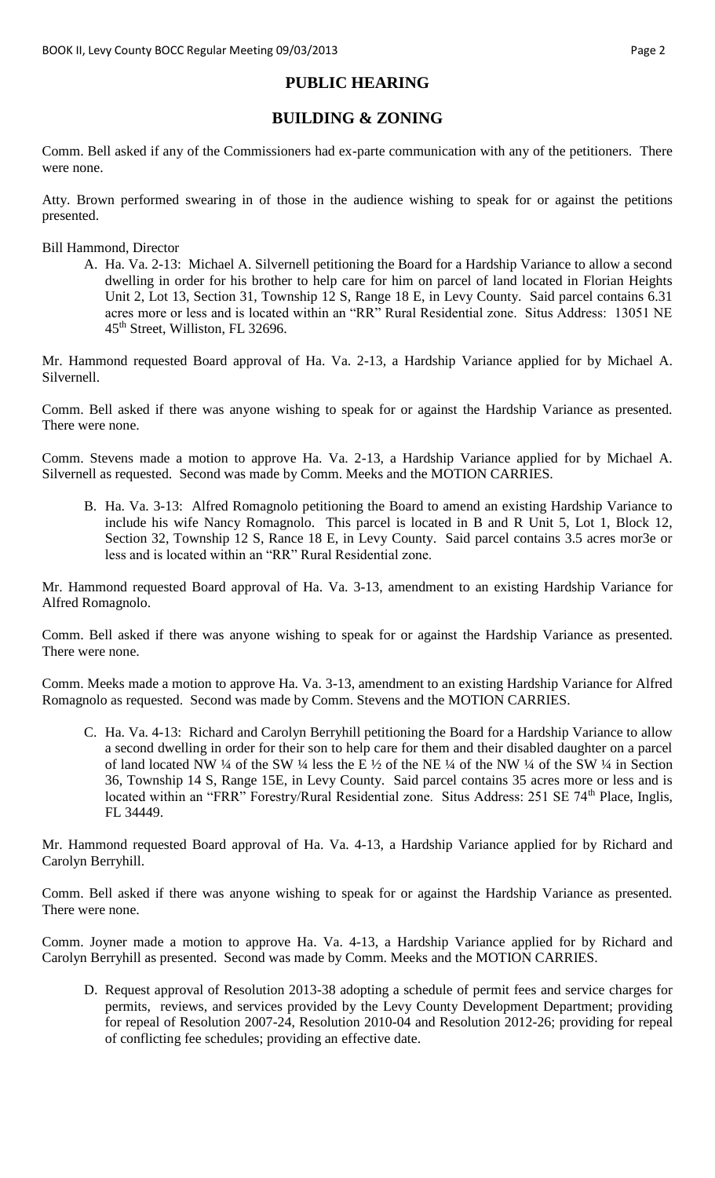## PUBLIC HEARING

## BUILDING & ZONING

Comm. Bell asked if any of the Commissioners had ex-parte communication with any of the petitioners. There were none.

Atty. Brown performed swearing in of those in the audience wishing to speak for or against the petitions presented.

Bill Hammond, Director

A. Ha. Va. 2-13: Michael A. Silvernell petitioning the Board for a Hardship Variance to allow a second dwelling in order for his brother to help care for him on parcel of land located in Florian Heights Unit 2, Lot 13, Section 31, Township 12 S, Range 18 E, in Levy County. Said parcel contains 6.31 acres more or less and is located within an "RR" Rural Residential zone. Situs Address: 13051 NE 45th Street, Williston, FL 32696.

Mr. Hammond requested Board approval of Ha. Va. 2-13, a Hardship Variance applied for by Michael A. Silvernell.

Comm. Bell asked if there was anyone wishing to speak for or against the Hardship Variance as presented. There were none.

Comm. Stevens made a motion to approve Ha. Va. 2-13, a Hardship Variance applied for by Michael A. Silvernell as requested. Second was made by Comm. Meeks and the MOTION CARRIES.

B. Ha. Va. 3-13: Alfred Romagnolo petitioning the Board to amend an existing Hardship Variance to include his wife Nancy Romagnolo. This parcel is located in B and R Unit 5, Lot 1, Block 12, Section 32, Township 12 S, Rance 18 E, in Levy County. Said parcel contains 3.5 acres mor3e or less and is located within an "RR" Rural Residential zone.

Mr. Hammond requested Board approval of Ha. Va. 3-13, amendment to an existing Hardship Variance for Alfred Romagnolo.

Comm. Bell asked if there was anyone wishing to speak for or against the Hardship Variance as presented. There were none.

Comm. Meeks made a motion to approve Ha. Va. 3-13, amendment to an existing Hardship Variance for Alfred Romagnolo as requested. Second was made by Comm. Stevens and the MOTION CARRIES.

C. Ha. Va. 4-13: Richard and Carolyn Berryhill petitioning the Board for a Hardship Variance to allow a second dwelling in order for their son to help care for them and their disabled daughter on a parcel of land located NW ¼ of the SW ¼ less the E ½ of the NE ¼ of the NW ¼ of the SW ¼ in Section 36, Township 14 S, Range 15E, in Levy County. Said parcel contains 35 acres more or less and is located within an "FRR" Forestry/Rural Residential zone. Situs Address: 251 SE 74th Place, Inglis, FL 34449.

Mr. Hammond requested Board approval of Ha. Va. 4-13, a Hardship Variance applied for by Richard and Carolyn Berryhill.

Comm. Bell asked if there was anyone wishing to speak for or against the Hardship Variance as presented. There were none.

Comm. Joyner made a motion to approve Ha. Va. 4-13, a Hardship Variance applied for by Richard and Carolyn Berryhill as presented. Second was made by Comm. Meeks and the MOTION CARRIES.

D. Request approval of Resolution 2013-38 adopting a schedule of permit fees and service charges for permits, reviews, and services provided by the Levy County Development Department; providing for repeal of Resolution 2007-24, Resolution 2010-04 and Resolution 2012-26; providing for repeal of conflicting fee schedules; providing an effective date.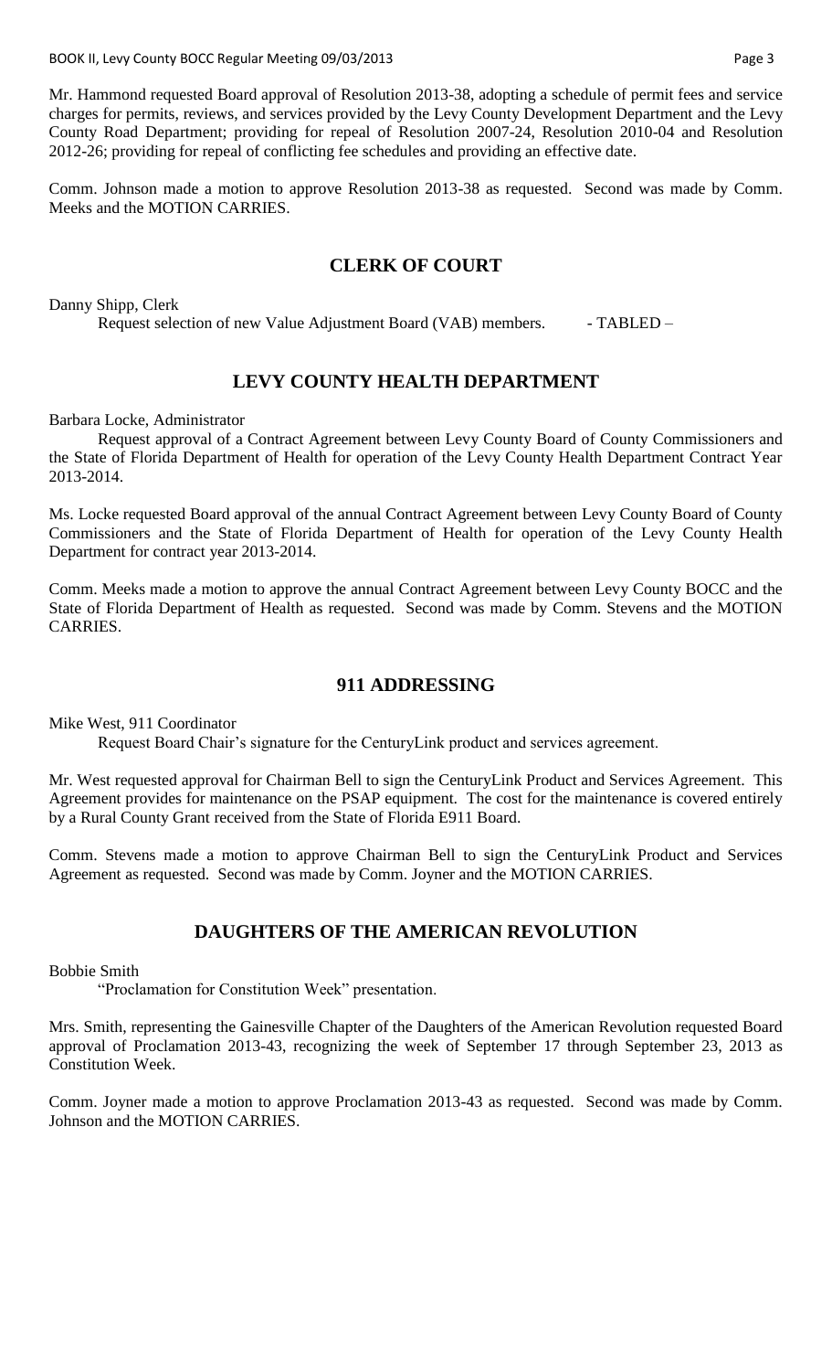Mr. Hammond requested Board approval of Resolution 2013-38, adopting a schedule of permit fees and service charges for permits, reviews, and services provided by the Levy County Development Department and the Levy County Road Department; providing for repeal of Resolution 2007-24, Resolution 2010-04 and Resolution 2012-26; providing for repeal of conflicting fee schedules and providing an effective date.

Comm. Johnson made a motion to approve Resolution 2013-38 as requested. Second was made by Comm. Meeks and the MOTION CARRIES.

## CLERK OF COURT

Danny Shipp, Clerk

Request selection of new Value Adjustment Board (VAB) members. - TABLED –

## LEVY COUNTY HEALTH DEPARTMENT

Barbara Locke, Administrator

Request approval of a Contract Agreement between Levy County Board of County Commissioners and the State of Florida Department of Health for operation of the Levy County Health Department Contract Year 2013-2014.

Ms. Locke requested Board approval of the annual Contract Agreement between Levy County Board of County Commissioners and the State of Florida Department of Health for operation of the Levy County Health Department for contract year 2013-2014.

Comm. Meeks made a motion to approve the annual Contract Agreement between Levy County BOCC and the State of Florida Department of Health as requested. Second was made by Comm. Stevens and the MOTION CARRIES.

## 911 ADDRESSING

Mike West, 911 Coordinator

Request Board Chair's signature for the CenturyLink product and services agreement.

Mr. West requested approval for Chairman Bell to sign the CenturyLink Product and Services Agreement. This Agreement provides for maintenance on the PSAP equipment. The cost for the maintenance is covered entirely by a Rural County Grant received from the State of Florida E911 Board.

Comm. Stevens made a motion to approve Chairman Bell to sign the CenturyLink Product and Services Agreement as requested. Second was made by Comm. Joyner and the MOTION CARRIES.

## DAUGHTERS OF THE AMERICAN REVOLUTION

Bobbie Smith

"Proclamation for Constitution Week" presentation.

Mrs. Smith, representing the Gainesville Chapter of the Daughters of the American Revolution requested Board approval of Proclamation 2013-43, recognizing the week of September 17 through September 23, 2013 as Constitution Week.

Comm. Joyner made a motion to approve Proclamation 2013-43 as requested. Second was made by Comm. Johnson and the MOTION CARRIES.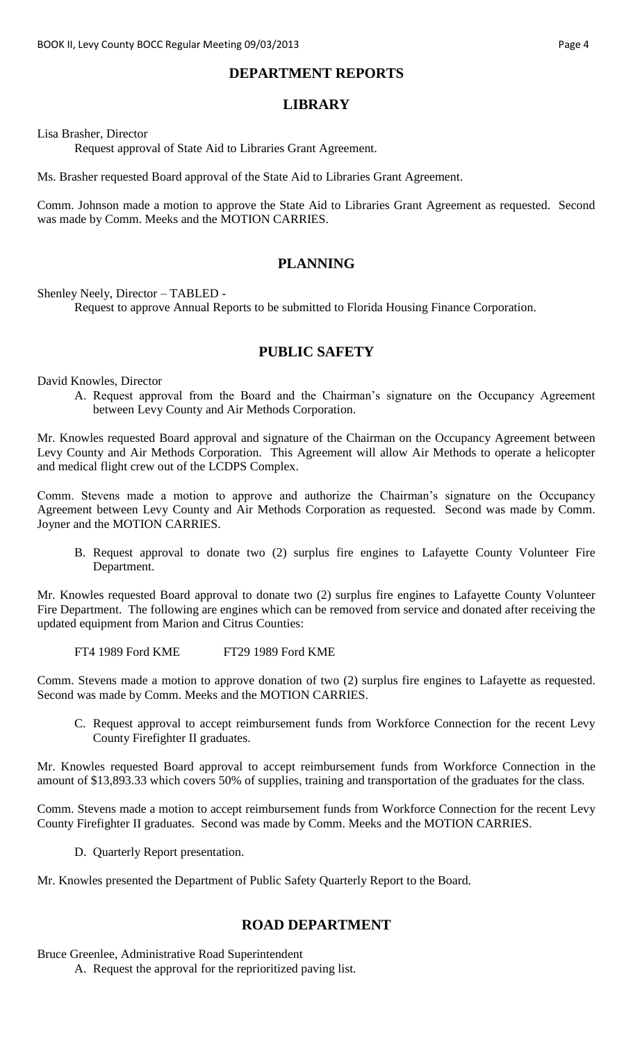## DEPARTMENT REPORTS

### LIBRARY

Lisa Brasher, Director

Request approval of State Aid to Libraries Grant Agreement.

Ms. Brasher requested Board approval of the State Aid to Libraries Grant Agreement.

Comm. Johnson made a motion to approve the State Aid to Libraries Grant Agreement as requested. Second was made by Comm. Meeks and the MOTION CARRIES.

### PLANNING

Shenley Neely, Director – TABLED -

Request to approve Annual Reports to be submitted to Florida Housing Finance Corporation.

### PUBLIC SAFETY

David Knowles, Director

A. Request approval from the Board and the Chairman's signature on the Occupancy Agreement between Levy County and Air Methods Corporation.

Mr. Knowles requested Board approval and signature of the Chairman on the Occupancy Agreement between Levy County and Air Methods Corporation. This Agreement will allow Air Methods to operate a helicopter and medical flight crew out of the LCDPS Complex.

Comm. Stevens made a motion to approve and authorize the Chairman's signature on the Occupancy Agreement between Levy County and Air Methods Corporation as requested. Second was made by Comm. Joyner and the MOTION CARRIES.

B. Request approval to donate two (2) surplus fire engines to Lafayette County Volunteer Fire Department.

Mr. Knowles requested Board approval to donate two (2) surplus fire engines to Lafayette County Volunteer Fire Department. The following are engines which can be removed from service and donated after receiving the updated equipment from Marion and Citrus Counties:

FT4 1989 Ford KME FT29 1989 Ford KME

Comm. Stevens made a motion to approve donation of two (2) surplus fire engines to Lafayette as requested. Second was made by Comm. Meeks and the MOTION CARRIES.

C. Request approval to accept reimbursement funds from Workforce Connection for the recent Levy County Firefighter II graduates.

Mr. Knowles requested Board approval to accept reimbursement funds from Workforce Connection in the amount of $13,893.33 which covers 50% of supplies, training and transportation of the graduates for the class.

Comm. Stevens made a motion to accept reimbursement funds from Workforce Connection for the recent Levy County Firefighter II graduates. Second was made by Comm. Meeks and the MOTION CARRIES.

D. Quarterly Report presentation.

Mr. Knowles presented the Department of Public Safety Quarterly Report to the Board.

### ROAD DEPARTMENT

Bruce Greenlee, Administrative Road Superintendent

A. Request the approval for the reprioritized paving list.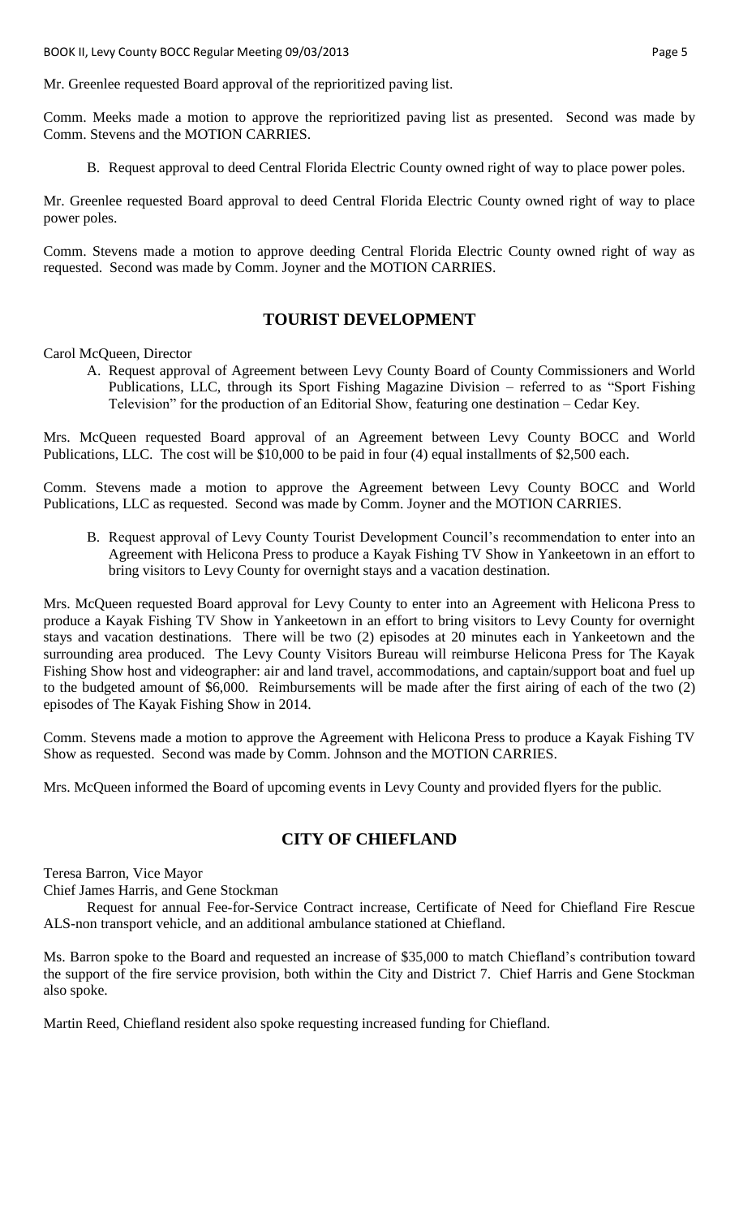Mr. Greenlee requested Board approval of the reprioritized paving list.

Comm. Meeks made a motion to approve the reprioritized paving list as presented. Second was made by Comm. Stevens and the MOTION CARRIES.

B. Request approval to deed Central Florida Electric County owned right of way to place power poles.

Mr. Greenlee requested Board approval to deed Central Florida Electric County owned right of way to place power poles.

Comm. Stevens made a motion to approve deeding Central Florida Electric County owned right of way as requested. Second was made by Comm. Joyner and the MOTION CARRIES.

## TOURIST DEVELOPMENT

Carol McQueen, Director

A. Request approval of Agreement between Levy County Board of County Commissioners and World Publications, LLC, through its Sport Fishing Magazine Division – referred to as "Sport Fishing Television" for the production of an Editorial Show, featuring one destination – Cedar Key.

Mrs. McQueen requested Board approval of an Agreement between Levy County BOCC and World Publications, LLC. The cost will be $10,000 to be paid in four (4) equal installments of $2,500 each.

Comm. Stevens made a motion to approve the Agreement between Levy County BOCC and World Publications, LLC as requested. Second was made by Comm. Joyner and the MOTION CARRIES.

B. Request approval of Levy County Tourist Development Council's recommendation to enter into an Agreement with Helicona Press to produce a Kayak Fishing TV Show in Yankeetown in an effort to bring visitors to Levy County for overnight stays and a vacation destination.

Mrs. McQueen requested Board approval for Levy County to enter into an Agreement with Helicona Press to produce a Kayak Fishing TV Show in Yankeetown in an effort to bring visitors to Levy County for overnight stays and vacation destinations. There will be two (2) episodes at 20 minutes each in Yankeetown and the surrounding area produced. The Levy County Visitors Bureau will reimburse Helicona Press for The Kayak Fishing Show host and videographer: air and land travel, accommodations, and captain/support boat and fuel up to the budgeted amount of $6,000. Reimbursements will be made after the first airing of each of the two (2) episodes of The Kayak Fishing Show in 2014.

Comm. Stevens made a motion to approve the Agreement with Helicona Press to produce a Kayak Fishing TV Show as requested. Second was made by Comm. Johnson and the MOTION CARRIES.

Mrs. McQueen informed the Board of upcoming events in Levy County and provided flyers for the public.

## CITY OF CHIEFLAND

Teresa Barron, Vice Mayor
Chief James Harris, and Gene Stockman

Request for annual Fee-for-Service Contract increase, Certificate of Need for Chiefland Fire Rescue ALS-non transport vehicle, and an additional ambulance stationed at Chiefland.

Ms. Barron spoke to the Board and requested an increase of $35,000 to match Chiefland's contribution toward the support of the fire service provision, both within the City and District 7. Chief Harris and Gene Stockman also spoke.

Martin Reed, Chiefland resident also spoke requesting increased funding for Chiefland.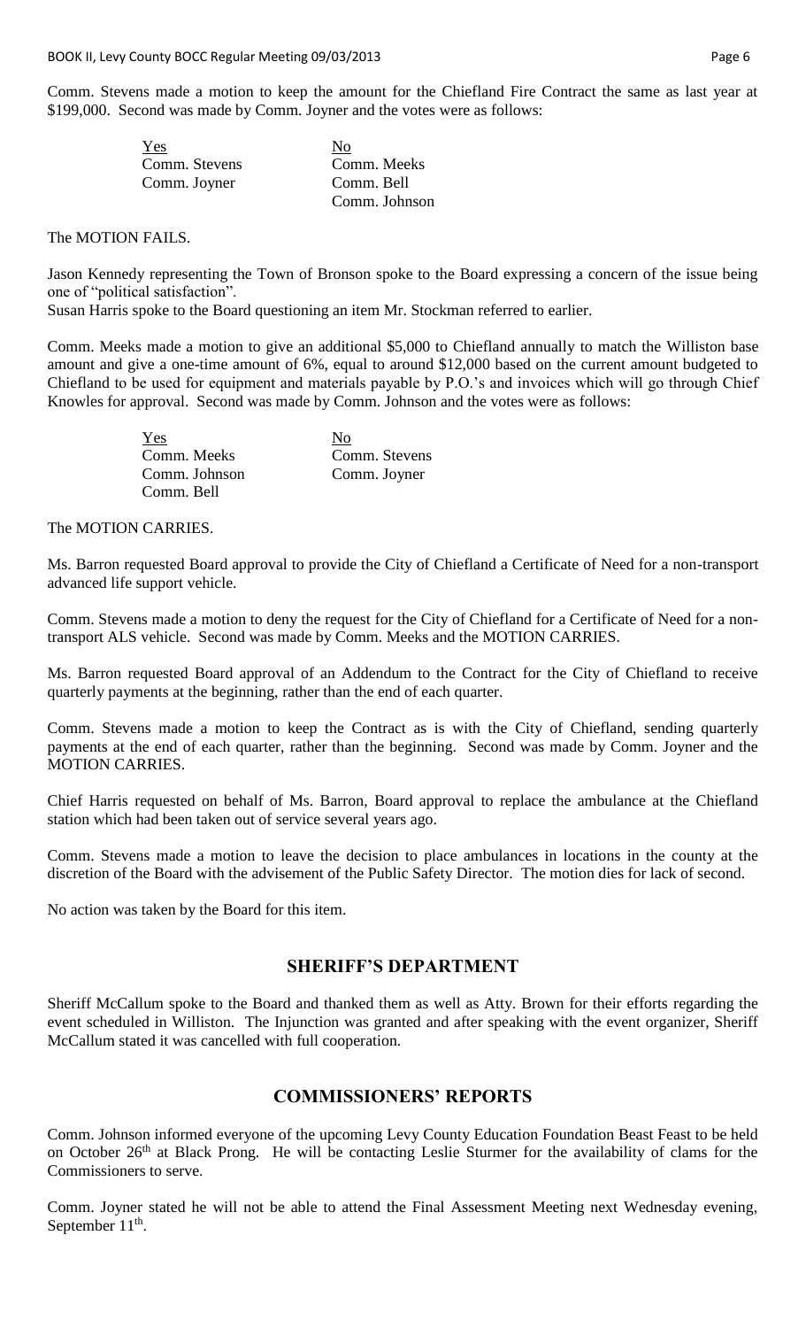Comm. Stevens made a motion to keep the amount for the Chiefland Fire Contract the same as last year at $199,000. Second was made by Comm. Joyner and the votes were as follows:

| Yes | No |
|---|---|
| Comm. Stevens | Comm. Meeks |
| Comm. Joyner | Comm. Bell |
| | Comm. Johnson |

The MOTION FAILS.

Jason Kennedy representing the Town of Bronson spoke to the Board expressing a concern of the issue being one of "political satisfaction".

Susan Harris spoke to the Board questioning an item Mr. Stockman referred to earlier.

Comm. Meeks made a motion to give an additional $5,000 to Chiefland annually to match the Williston base amount and give a one-time amount of 6%, equal to around $12,000 based on the current amount budgeted to Chiefland to be used for equipment and materials payable by P.O.'s and invoices which will go through Chief Knowles for approval. Second was made by Comm. Johnson and the votes were as follows:

| Yes | No |
|---|---|
| Comm. Meeks | Comm. Stevens |
| Comm. Johnson | Comm. Joyner |
| Comm. Bell | |

The MOTION CARRIES.

Ms. Barron requested Board approval to provide the City of Chiefland a Certificate of Need for a non-transport advanced life support vehicle.

Comm. Stevens made a motion to deny the request for the City of Chiefland for a Certificate of Need for a non-transport ALS vehicle. Second was made by Comm. Meeks and the MOTION CARRIES.

Ms. Barron requested Board approval of an Addendum to the Contract for the City of Chiefland to receive quarterly payments at the beginning, rather than the end of each quarter.

Comm. Stevens made a motion to keep the Contract as is with the City of Chiefland, sending quarterly payments at the end of each quarter, rather than the beginning. Second was made by Comm. Joyner and the MOTION CARRIES.

Chief Harris requested on behalf of Ms. Barron, Board approval to replace the ambulance at the Chiefland station which had been taken out of service several years ago.

Comm. Stevens made a motion to leave the decision to place ambulances in locations in the county at the discretion of the Board with the advisement of the Public Safety Director. The motion dies for lack of second.

No action was taken by the Board for this item.

## SHERIFF'S DEPARTMENT

Sheriff McCallum spoke to the Board and thanked them as well as Atty. Brown for their efforts regarding the event scheduled in Williston. The Injunction was granted and after speaking with the event organizer, Sheriff McCallum stated it was cancelled with full cooperation.

## COMMISSIONERS' REPORTS

Comm. Johnson informed everyone of the upcoming Levy County Education Foundation Beast Feast to be held on October 26th at Black Prong. He will be contacting Leslie Sturmer for the availability of clams for the Commissioners to serve.

Comm. Joyner stated he will not be able to attend the Final Assessment Meeting next Wednesday evening, September 11th.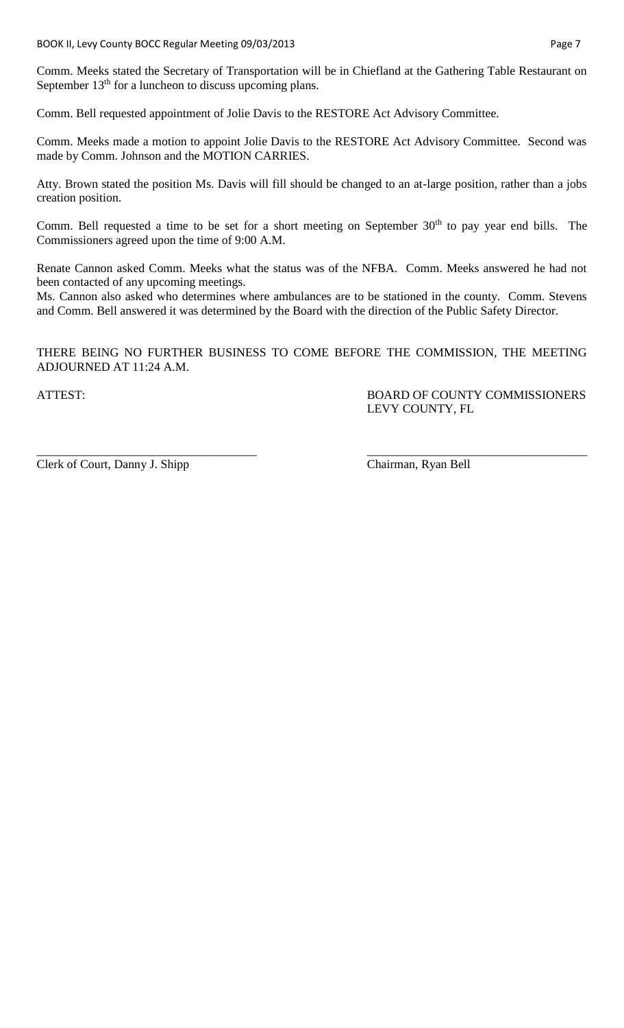Comm. Meeks stated the Secretary of Transportation will be in Chiefland at the Gathering Table Restaurant on September 13th for a luncheon to discuss upcoming plans.

Comm. Bell requested appointment of Jolie Davis to the RESTORE Act Advisory Committee.

Comm. Meeks made a motion to appoint Jolie Davis to the RESTORE Act Advisory Committee. Second was made by Comm. Johnson and the MOTION CARRIES.

Atty. Brown stated the position Ms. Davis will fill should be changed to an at-large position, rather than a jobs creation position.

Comm. Bell requested a time to be set for a short meeting on September 30th to pay year end bills. The Commissioners agreed upon the time of 9:00 A.M.

Renate Cannon asked Comm. Meeks what the status was of the NFBA. Comm. Meeks answered he had not been contacted of any upcoming meetings.
Ms. Cannon also asked who determines where ambulances are to be stationed in the county. Comm. Stevens and Comm. Bell answered it was determined by the Board with the direction of the Public Safety Director.

THERE BEING NO FURTHER BUSINESS TO COME BEFORE THE COMMISSION, THE MEETING ADJOURNED AT 11:24 A.M.

ATTEST:

BOARD OF COUNTY COMMISSIONERS
LEVY COUNTY, FL

\_\_\_\_\_\_\_\_\_\_\_\_\_\_\_\_\_\_\_\_\_\_\_\_\_\_\_\_\_\_\_\_\_\_\_\_
Clerk of Court, Danny J. Shipp

\_\_\_\_\_\_\_\_\_\_\_\_\_\_\_\_\_\_\_\_\_\_\_\_\_\_\_\_\_\_\_\_\_\_\_\_
Chairman, Ryan Bell